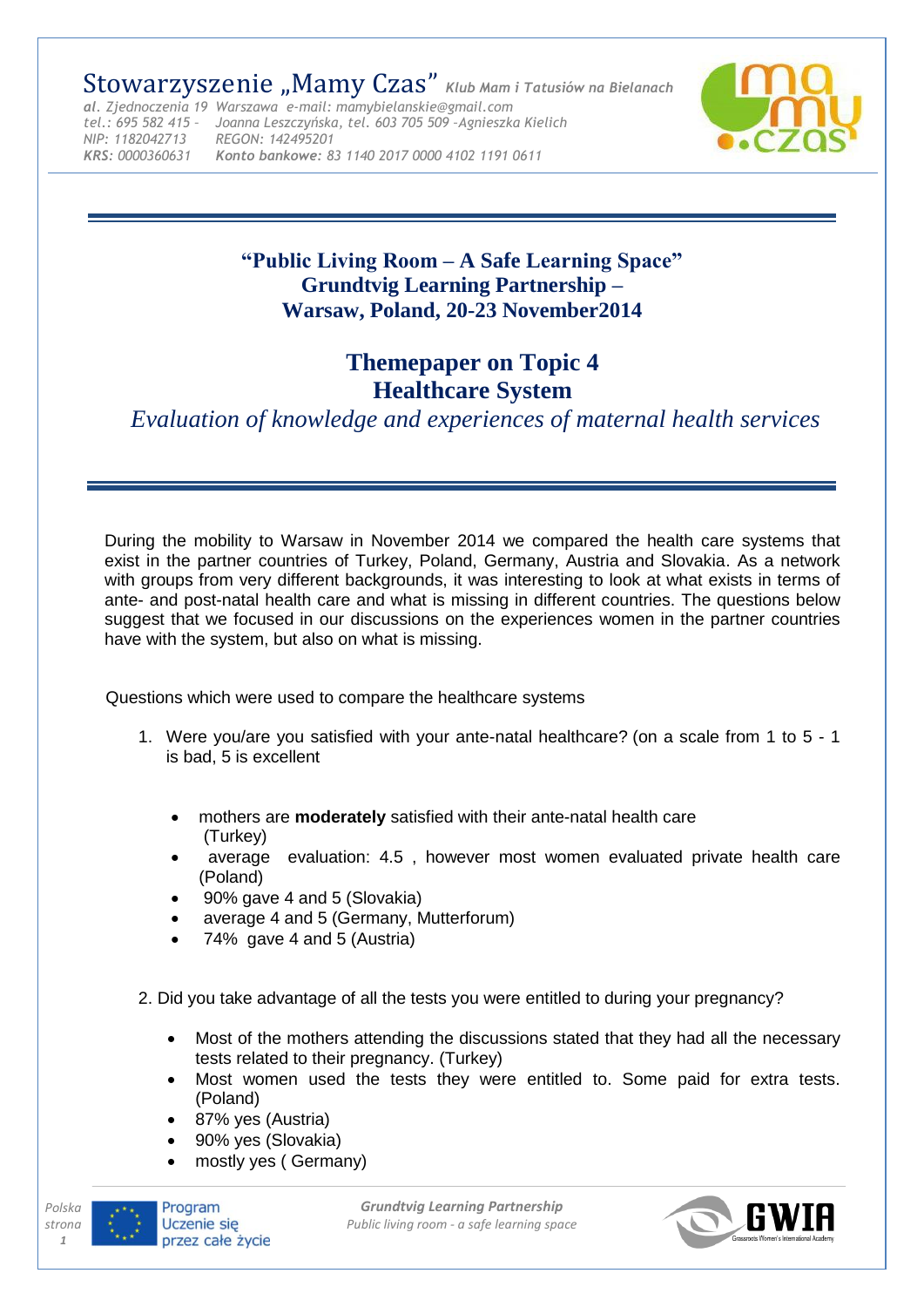Stowarzyszenie „Mamy Czas" *Klub Mam i Tatusiów na Bielanach*

*al. Zjednoczenia 19 Warszawa e-mail: mamybielanskie@gmail.com*
*tel.: 695 582 415 – Joanna Leszczyńska, tel. 603 705 509 –Agnieszka Kielich*
*NIP: 1182042713 REGON: 142495201*
***KRS:** 0000360631 **Konto bankowe:** 83 1140 2017 0000 4102 1191 0611*

# "Public Living Room – A Safe Learning Space" Grundtvig Learning Partnership – Warsaw, Poland, 20-23 November2014

## Themepaper on Topic 4 Healthcare System

*Evaluation of knowledge and experiences of maternal health services*

During the mobility to Warsaw in November 2014 we compared the health care systems that exist in the partner countries of Turkey, Poland, Germany, Austria and Slovakia. As a network with groups from very different backgrounds, it was interesting to look at what exists in terms of ante- and post-natal health care and what is missing in different countries. The questions below suggest that we focused in our discussions on the experiences women in the partner countries have with the system, but also on what is missing.

Questions which were used to compare the healthcare systems

1. Were you/are you satisfied with your ante-natal healthcare? (on a scale from 1 to 5 - 1 is bad, 5 is excellent

   - mothers are **moderately** satisfied with their ante-natal health care (Turkey)
   - average evaluation: 4.5 , however most women evaluated private health care (Poland)
   - 90% gave 4 and 5 (Slovakia)
   - average 4 and 5 (Germany, Mutterforum)
   - 74% gave 4 and 5 (Austria)

2. Did you take advantage of all the tests you were entitled to during your pregnancy?

   - Most of the mothers attending the discussions stated that they had all the necessary tests related to their pregnancy. (Turkey)
   - Most women used the tests they were entitled to. Some paid for extra tests. (Poland)
   - 87% yes (Austria)
   - 90% yes (Slovakia)
   - mostly yes ( Germany)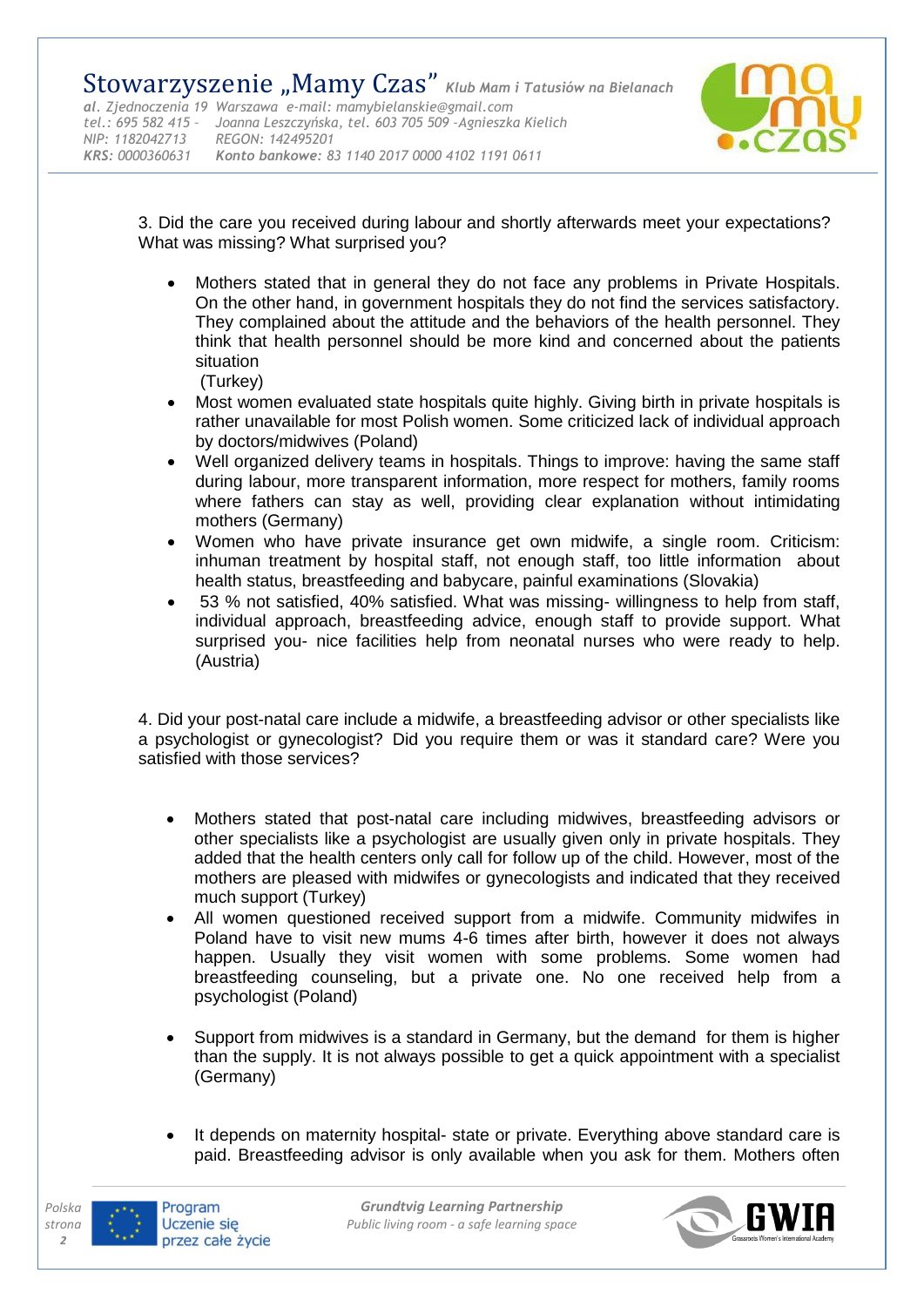3. Did the care you received during labour and shortly afterwards meet your expectations? What was missing? What surprised you?

- Mothers stated that in general they do not face any problems in Private Hospitals. On the other hand, in government hospitals they do not find the services satisfactory. They complained about the attitude and the behaviors of the health personnel. They think that health personnel should be more kind and concerned about the patients situation (Turkey)
- Most women evaluated state hospitals quite highly. Giving birth in private hospitals is rather unavailable for most Polish women. Some criticized lack of individual approach by doctors/midwives (Poland)
- Well organized delivery teams in hospitals. Things to improve: having the same staff during labour, more transparent information, more respect for mothers, family rooms where fathers can stay as well, providing clear explanation without intimidating mothers (Germany)
- Women who have private insurance get own midwife, a single room. Criticism: inhuman treatment by hospital staff, not enough staff, too little information about health status, breastfeeding and babycare, painful examinations (Slovakia)
- 53 % not satisfied, 40% satisfied. What was missing- willingness to help from staff, individual approach, breastfeeding advice, enough staff to provide support. What surprised you- nice facilities help from neonatal nurses who were ready to help. (Austria)

4. Did your post-natal care include a midwife, a breastfeeding advisor or other specialists like a psychologist or gynecologist? Did you require them or was it standard care? Were you satisfied with those services?

- Mothers stated that post-natal care including midwives, breastfeeding advisors or other specialists like a psychologist are usually given only in private hospitals. They added that the health centers only call for follow up of the child. However, most of the mothers are pleased with midwifes or gynecologists and indicated that they received much support (Turkey)
- All women questioned received support from a midwife. Community midwifes in Poland have to visit new mums 4-6 times after birth, however it does not always happen. Usually they visit women with some problems. Some women had breastfeeding counseling, but a private one. No one received help from a psychologist (Poland)
- Support from midwives is a standard in Germany, but the demand for them is higher than the supply. It is not always possible to get a quick appointment with a specialist (Germany)
- It depends on maternity hospital- state or private. Everything above standard care is paid. Breastfeeding advisor is only available when you ask for them. Mothers often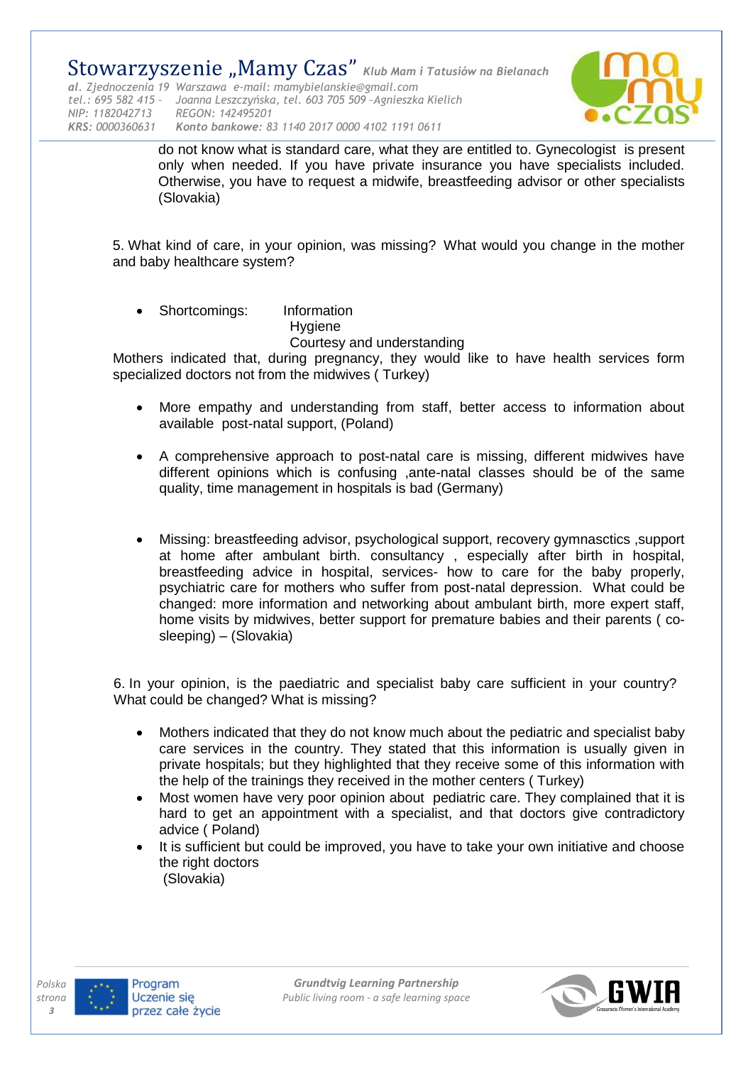do not know what is standard care, what they are entitled to. Gynecologist is present only when needed. If you have private insurance you have specialists included. Otherwise, you have to request a midwife, breastfeeding advisor or other specialists (Slovakia)

5. What kind of care, in your opinion, was missing? What would you change in the mother and baby healthcare system?

- Shortcomings: Information
  Hygiene
  Courtesy and understanding

Mothers indicated that, during pregnancy, they would like to have health services form specialized doctors not from the midwives ( Turkey)

- More empathy and understanding from staff, better access to information about available post-natal support, (Poland)

- A comprehensive approach to post-natal care is missing, different midwives have different opinions which is confusing ,ante-natal classes should be of the same quality, time management in hospitals is bad (Germany)

- Missing: breastfeeding advisor, psychological support, recovery gymnasctics ,support at home after ambulant birth. consultancy , especially after birth in hospital, breastfeeding advice in hospital, services- how to care for the baby properly, psychiatric care for mothers who suffer from post-natal depression. What could be changed: more information and networking about ambulant birth, more expert staff, home visits by midwives, better support for premature babies and their parents ( co-sleeping) – (Slovakia)

6. In your opinion, is the paediatric and specialist baby care sufficient in your country? What could be changed? What is missing?

- Mothers indicated that they do not know much about the pediatric and specialist baby care services in the country. They stated that this information is usually given in private hospitals; but they highlighted that they receive some of this information with the help of the trainings they received in the mother centers ( Turkey)
- Most women have very poor opinion about pediatric care. They complained that it is hard to get an appointment with a specialist, and that doctors give contradictory advice ( Poland)
- It is sufficient but could be improved, you have to take your own initiative and choose the right doctors
  (Slovakia)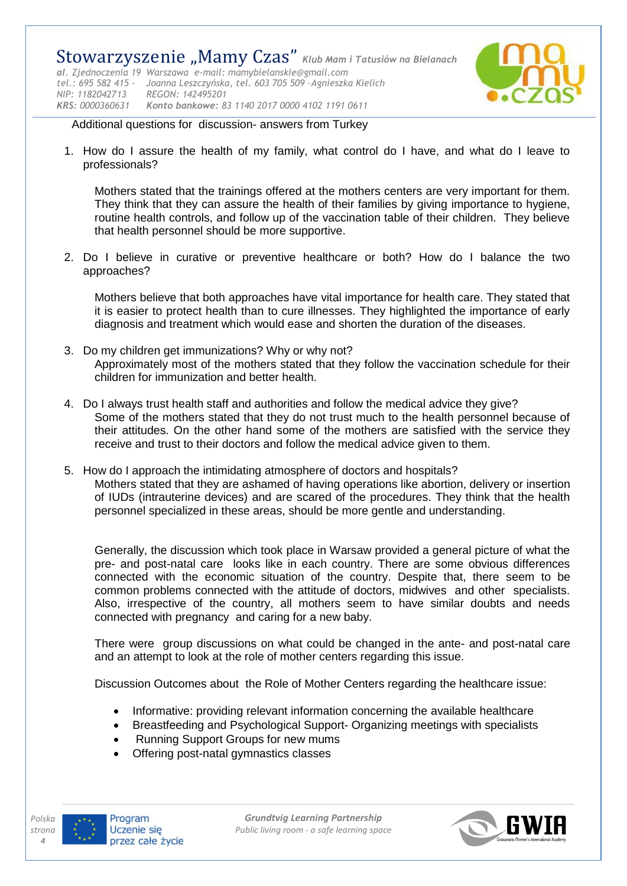Additional questions for discussion- answers from Turkey

1. How do I assure the health of my family, what control do I have, and what do I leave to professionals?

   Mothers stated that the trainings offered at the mothers centers are very important for them. They think that they can assure the health of their families by giving importance to hygiene, routine health controls, and follow up of the vaccination table of their children. They believe that health personnel should be more supportive.

2. Do I believe in curative or preventive healthcare or both? How do I balance the two approaches?

   Mothers believe that both approaches have vital importance for health care. They stated that it is easier to protect health than to cure illnesses. They highlighted the importance of early diagnosis and treatment which would ease and shorten the duration of the diseases.

3. Do my children get immunizations? Why or why not?
   Approximately most of the mothers stated that they follow the vaccination schedule for their children for immunization and better health.

4. Do I always trust health staff and authorities and follow the medical advice they give?
   Some of the mothers stated that they do not trust much to the health personnel because of their attitudes. On the other hand some of the mothers are satisfied with the service they receive and trust to their doctors and follow the medical advice given to them.

5. How do I approach the intimidating atmosphere of doctors and hospitals?
   Mothers stated that they are ashamed of having operations like abortion, delivery or insertion of IUDs (intrauterine devices) and are scared of the procedures. They think that the health personnel specialized in these areas, should be more gentle and understanding.

Generally, the discussion which took place in Warsaw provided a general picture of what the pre- and post-natal care looks like in each country. There are some obvious differences connected with the economic situation of the country. Despite that, there seem to be common problems connected with the attitude of doctors, midwives and other specialists. Also, irrespective of the country, all mothers seem to have similar doubts and needs connected with pregnancy and caring for a new baby.

There were group discussions on what could be changed in the ante- and post-natal care and an attempt to look at the role of mother centers regarding this issue.

Discussion Outcomes about the Role of Mother Centers regarding the healthcare issue:

- Informative: providing relevant information concerning the available healthcare
- Breastfeeding and Psychological Support- Organizing meetings with specialists
- Running Support Groups for new mums
- Offering post-natal gymnastics classes